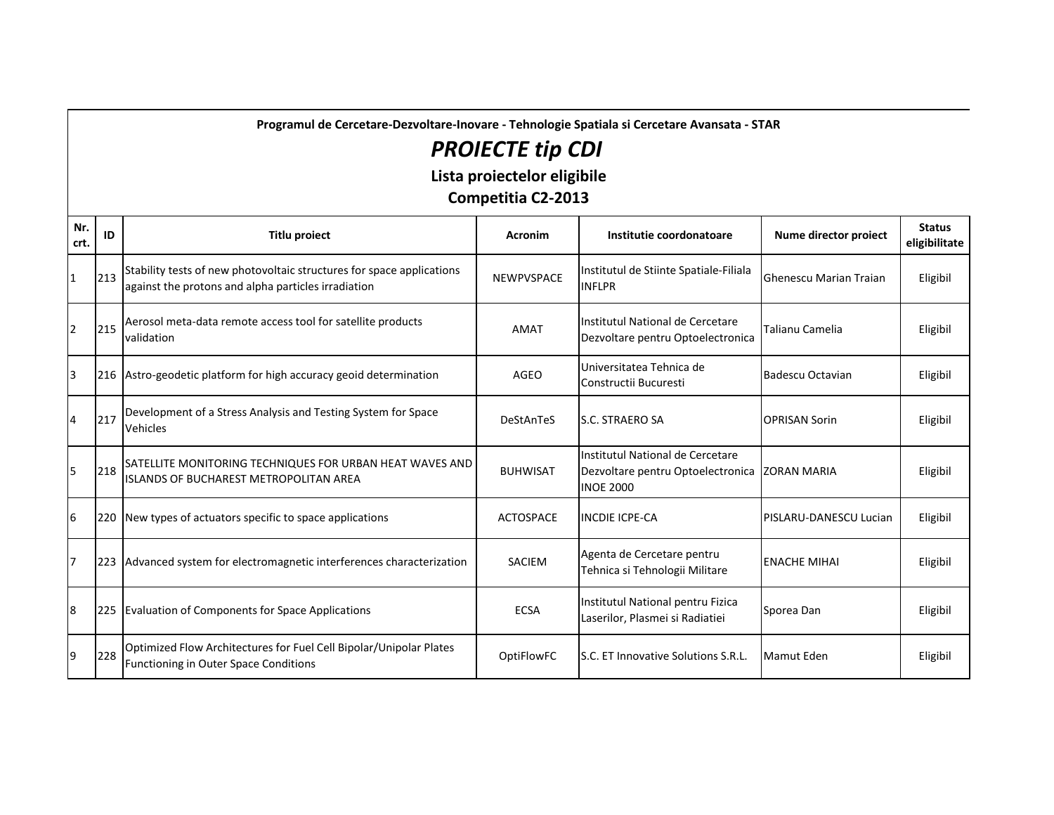**Programul de Cercetare-Dezvoltare-Inovare - Tehnologie Spatiala si Cercetare Avansata - STAR**

# *PROIECTE tip CDI*

## Lista proiectelor eligibile

## Competitia C2-2013

| Nr. crt. | ID | Titlu proiect | Acronim | Institutie coordonatoare | Nume director proiect | Status eligibilitate |
|---|---|---|---|---|---|---|
| 1 | 213 | Stability tests of new photovoltaic structures for space applications against the protons and alpha particles irradiation | NEWPVSPACE | Institutul de Stiinte Spatiale-Filiala INFLPR | Ghenescu Marian Traian | Eligibil |
| 2 | 215 | Aerosol meta-data remote access tool for satellite products validation | AMAT | Institutul National de Cercetare Dezvoltare pentru Optoelectronica | Talianu Camelia | Eligibil |
| 3 | 216 | Astro-geodetic platform for high accuracy geoid determination | AGEO | Universitatea Tehnica de Constructii Bucuresti | Badescu Octavian | Eligibil |
| 4 | 217 | Development of a Stress Analysis and Testing System for Space Vehicles | DeStAnTeS | S.C. STRAERO SA | OPRISAN Sorin | Eligibil |
| 5 | 218 | SATELLITE MONITORING TECHNIQUES FOR URBAN HEAT WAVES AND ISLANDS OF BUCHAREST METROPOLITAN AREA | BUHWISAT | Institutul National de Cercetare Dezvoltare pentru Optoelectronica INOE 2000 | ZORAN MARIA | Eligibil |
| 6 | 220 | New types of actuators specific to space applications | ACTOSPACE | INCDIE ICPE-CA | PISLARU-DANESCU Lucian | Eligibil |
| 7 | 223 | Advanced system for electromagnetic interferences characterization | SACIEM | Agenta de Cercetare pentru Tehnica si Tehnologii Militare | ENACHE MIHAI | Eligibil |
| 8 | 225 | Evaluation of Components for Space Applications | ECSA | Institutul National pentru Fizica Laserilor, Plasmei si Radiatiei | Sporea Dan | Eligibil |
| 9 | 228 | Optimized Flow Architectures for Fuel Cell Bipolar/Unipolar Plates Functioning in Outer Space Conditions | OptiFlowFC | S.C. ET Innovative Solutions S.R.L. | Mamut Eden | Eligibil |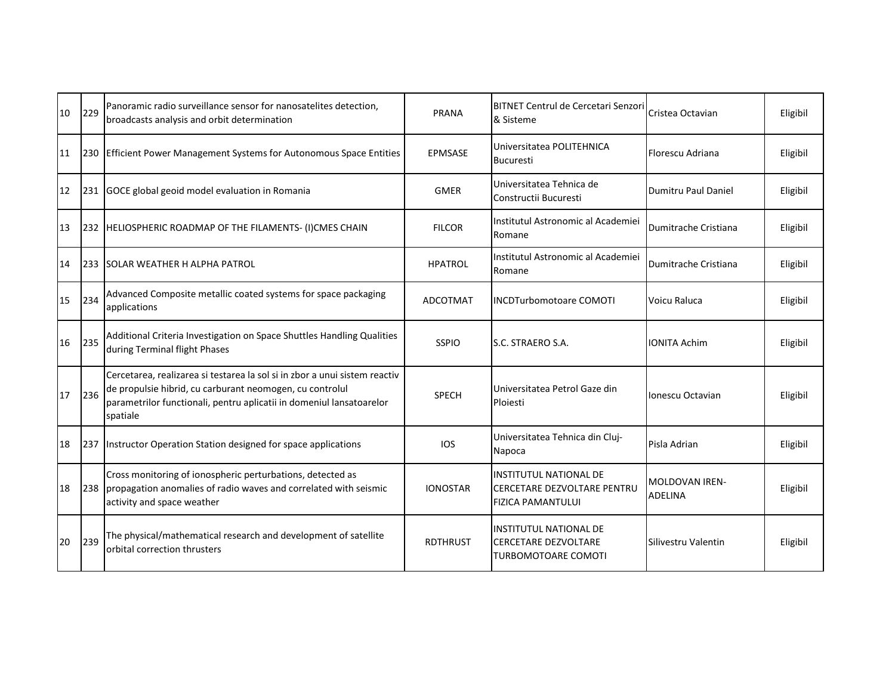| 10 | 229 | Panoramic radio surveillance sensor for nanosatelites detection, broadcasts analysis and orbit determination | PRANA | BITNET Centrul de Cercetari Senzori & Sisteme | Cristea Octavian | Eligibil |
|---|---|---|---|---|---|---|
| 11 | 230 | Efficient Power Management Systems for Autonomous Space Entities | EPMSASE | Universitatea POLITEHNICA Bucuresti | Florescu Adriana | Eligibil |
| 12 | 231 | GOCE global geoid model evaluation in Romania | GMER | Universitatea Tehnica de Constructii Bucuresti | Dumitru Paul Daniel | Eligibil |
| 13 | 232 | HELIOSPHERIC ROADMAP OF THE FILAMENTS- (I)CMES CHAIN | FILCOR | Institutul Astronomic al Academiei Romane | Dumitrache Cristiana | Eligibil |
| 14 | 233 | SOLAR WEATHER H ALPHA PATROL | HPATROL | Institutul Astronomic al Academiei Romane | Dumitrache Cristiana | Eligibil |
| 15 | 234 | Advanced Composite metallic coated systems for space packaging applications | ADCOTMAT | INCDTurbomotoare COMOTI | Voicu Raluca | Eligibil |
| 16 | 235 | Additional Criteria Investigation on Space Shuttles Handling Qualities during Terminal flight Phases | SSPIO | S.C. STRAERO S.A. | IONITA Achim | Eligibil |
| 17 | 236 | Cercetarea, realizarea si testarea la sol si in zbor a unui sistem reactiv de propulsie hibrid, cu carburant neomogen, cu controlul parametrilor functionali, pentru aplicatii in domeniul lansatoarelor spatiale | SPECH | Universitatea Petrol Gaze din Ploiesti | Ionescu Octavian | Eligibil |
| 18 | 237 | Instructor Operation Station designed for space applications | IOS | Universitatea Tehnica din Cluj-Napoca | Pisla Adrian | Eligibil |
| 18 | 238 | Cross monitoring of ionospheric perturbations, detected as propagation anomalies of radio waves and correlated with seismic activity and space weather | IONOSTAR | INSTITUTUL NATIONAL DE CERCETARE DEZVOLTARE PENTRU FIZICA PAMANTULUI | MOLDOVAN IREN-ADELINA | Eligibil |
| 20 | 239 | The physical/mathematical research and development of satellite orbital correction thrusters | RDTHRUST | INSTITUTUL NATIONAL DE CERCETARE DEZVOLTARE TURBOMOTOARE COMOTI | Silivestru Valentin | Eligibil |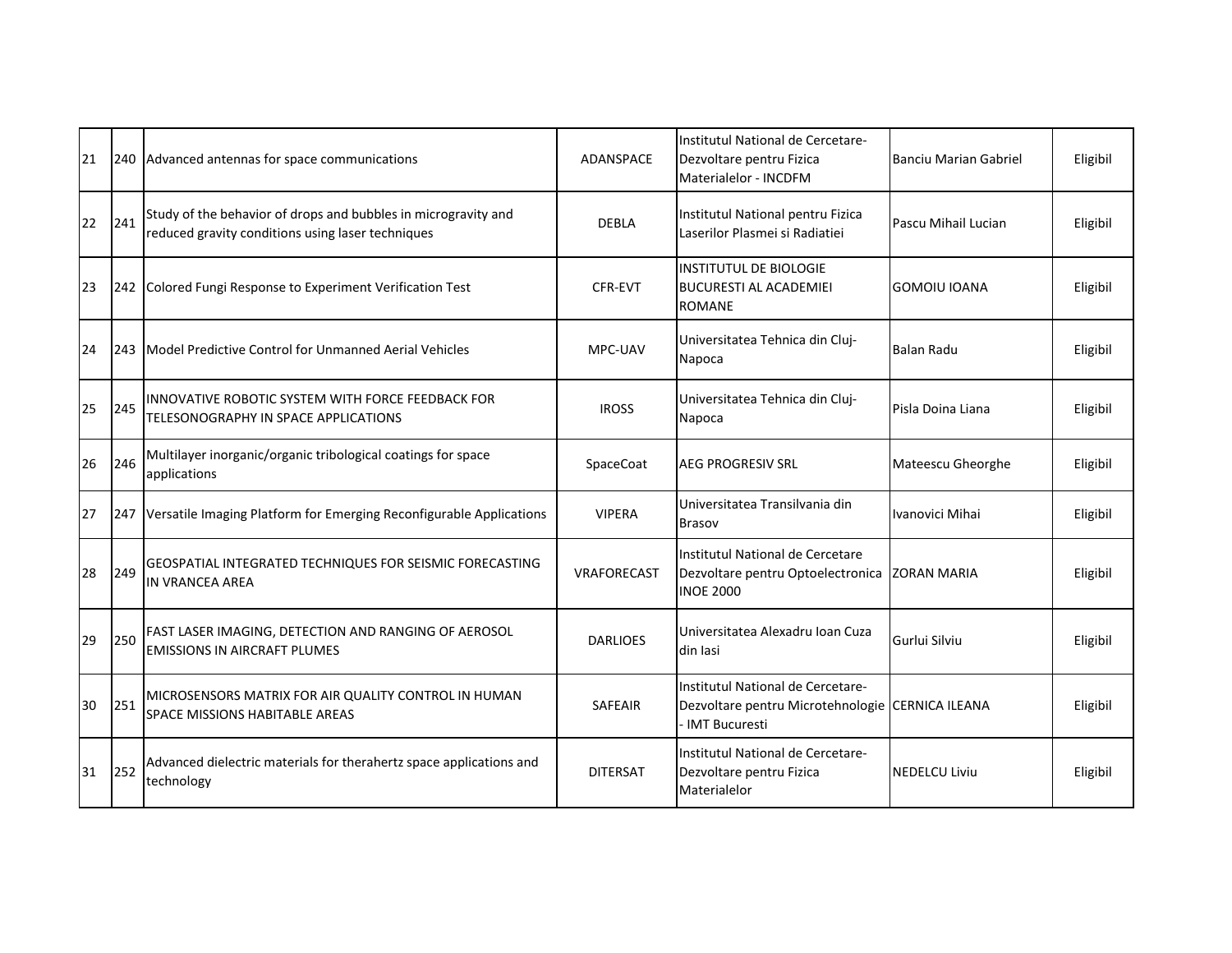| 21 | 240 | Advanced antennas for space communications | ADANSPACE | Institutul National de Cercetare-Dezvoltare pentru Fizica Materialelor - INCDFM | Banciu Marian Gabriel | Eligibil |
|---|---|---|---|---|---|---|
| 22 | 241 | Study of the behavior of drops and bubbles in microgravity and reduced gravity conditions using laser techniques | DEBLA | Institutul National pentru Fizica Laserilor Plasmei si Radiatiei | Pascu Mihail Lucian | Eligibil |
| 23 | 242 | Colored Fungi Response to Experiment Verification Test | CFR-EVT | INSTITUTUL DE BIOLOGIE BUCURESTI AL ACADEMIEI ROMANE | GOMOIU IOANA | Eligibil |
| 24 | 243 | Model Predictive Control for Unmanned Aerial Vehicles | MPC-UAV | Universitatea Tehnica din Cluj-Napoca | Balan Radu | Eligibil |
| 25 | 245 | INNOVATIVE ROBOTIC SYSTEM WITH FORCE FEEDBACK FOR TELESONOGRAPHY IN SPACE APPLICATIONS | IROSS | Universitatea Tehnica din Cluj-Napoca | Pisla Doina Liana | Eligibil |
| 26 | 246 | Multilayer inorganic/organic tribological coatings for space applications | SpaceCoat | AEG PROGRESIV SRL | Mateescu Gheorghe | Eligibil |
| 27 | 247 | Versatile Imaging Platform for Emerging Reconfigurable Applications | VIPERA | Universitatea Transilvania din Brasov | Ivanovici Mihai | Eligibil |
| 28 | 249 | GEOSPATIAL INTEGRATED TECHNIQUES FOR SEISMIC FORECASTING IN VRANCEA AREA | VRAFORECAST | Institutul National de Cercetare Dezvoltare pentru Optoelectronica INOE 2000 | ZORAN MARIA | Eligibil |
| 29 | 250 | FAST LASER IMAGING, DETECTION AND RANGING OF AEROSOL EMISSIONS IN AIRCRAFT PLUMES | DARLIOES | Universitatea Alexadru Ioan Cuza din Iasi | Gurlui Silviu | Eligibil |
| 30 | 251 | MICROSENSORS MATRIX FOR AIR QUALITY CONTROL IN HUMAN SPACE MISSIONS HABITABLE AREAS | SAFEAIR | Institutul National de Cercetare-Dezvoltare pentru Microtehnologie - IMT Bucuresti | CERNICA ILEANA | Eligibil |
| 31 | 252 | Advanced dielectric materials for therahertz space applications and technology | DITERSAT | Institutul National de Cercetare-Dezvoltare pentru Fizica Materialelor | NEDELCU Liviu | Eligibil |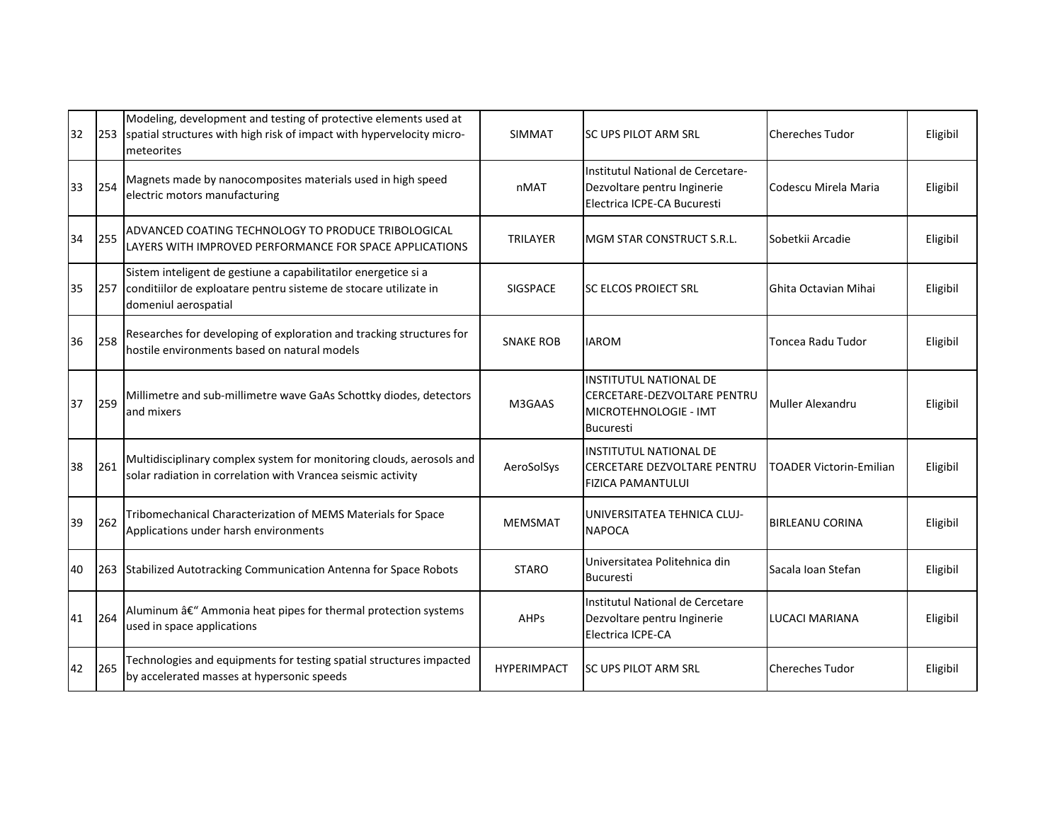| 32 | 253 | Modeling, development and testing of protective elements used at spatial structures with high risk of impact with hypervelocity micro-meteorites | SIMMAT | SC UPS PILOT ARM SRL | Chereches Tudor | Eligibil |
|---|---|---|---|---|---|---|
| 33 | 254 | Magnets made by nanocomposites materials used in high speed electric motors manufacturing | nMAT | Institutul National de Cercetare-Dezvoltare pentru Inginerie Electrica ICPE-CA Bucuresti | Codescu Mirela Maria | Eligibil |
| 34 | 255 | ADVANCED COATING TECHNOLOGY TO PRODUCE TRIBOLOGICAL LAYERS WITH IMPROVED PERFORMANCE FOR SPACE APPLICATIONS | TRILAYER | MGM STAR CONSTRUCT S.R.L. | Sobetkii Arcadie | Eligibil |
| 35 | 257 | Sistem inteligent de gestiune a capabilitatilor energetice si a conditiilor de exploatare pentru sisteme de stocare utilizate in domeniul aerospatial | SIGSPACE | SC ELCOS PROIECT SRL | Ghita Octavian Mihai | Eligibil |
| 36 | 258 | Researches for developing of exploration and tracking structures for hostile environments based on natural models | SNAKE ROB | IAROM | Toncea Radu Tudor | Eligibil |
| 37 | 259 | Millimetre and sub-millimetre wave GaAs Schottky diodes, detectors and mixers | M3GAAS | INSTITUTUL NATIONAL DE CERCETARE-DEZVOLTARE PENTRU MICROTEHNOLOGIE - IMT Bucuresti | Muller Alexandru | Eligibil |
| 38 | 261 | Multidisciplinary complex system for monitoring clouds, aerosols and solar radiation in correlation with Vrancea seismic activity | AeroSolSys | INSTITUTUL NATIONAL DE CERCETARE DEZVOLTARE PENTRU FIZICA PAMANTULUI | TOADER Victorin-Emilian | Eligibil |
| 39 | 262 | Tribomechanical Characterization of MEMS Materials for Space Applications under harsh environments | MEMSMAT | UNIVERSITATEA TEHNICA CLUJ-NAPOCA | BIRLEANU CORINA | Eligibil |
| 40 | 263 | Stabilized Autotracking Communication Antenna for Space Robots | STARO | Universitatea Politehnica din Bucuresti | Sacala Ioan Stefan | Eligibil |
| 41 | 264 | Aluminum â€“ Ammonia heat pipes for thermal protection systems used in space applications | AHPs | Institutul National de Cercetare Dezvoltare pentru Inginerie Electrica ICPE-CA | LUCACI MARIANA | Eligibil |
| 42 | 265 | Technologies and equipments for testing spatial structures impacted by accelerated masses at hypersonic speeds | HYPERIMPACT | SC UPS PILOT ARM SRL | Chereches Tudor | Eligibil |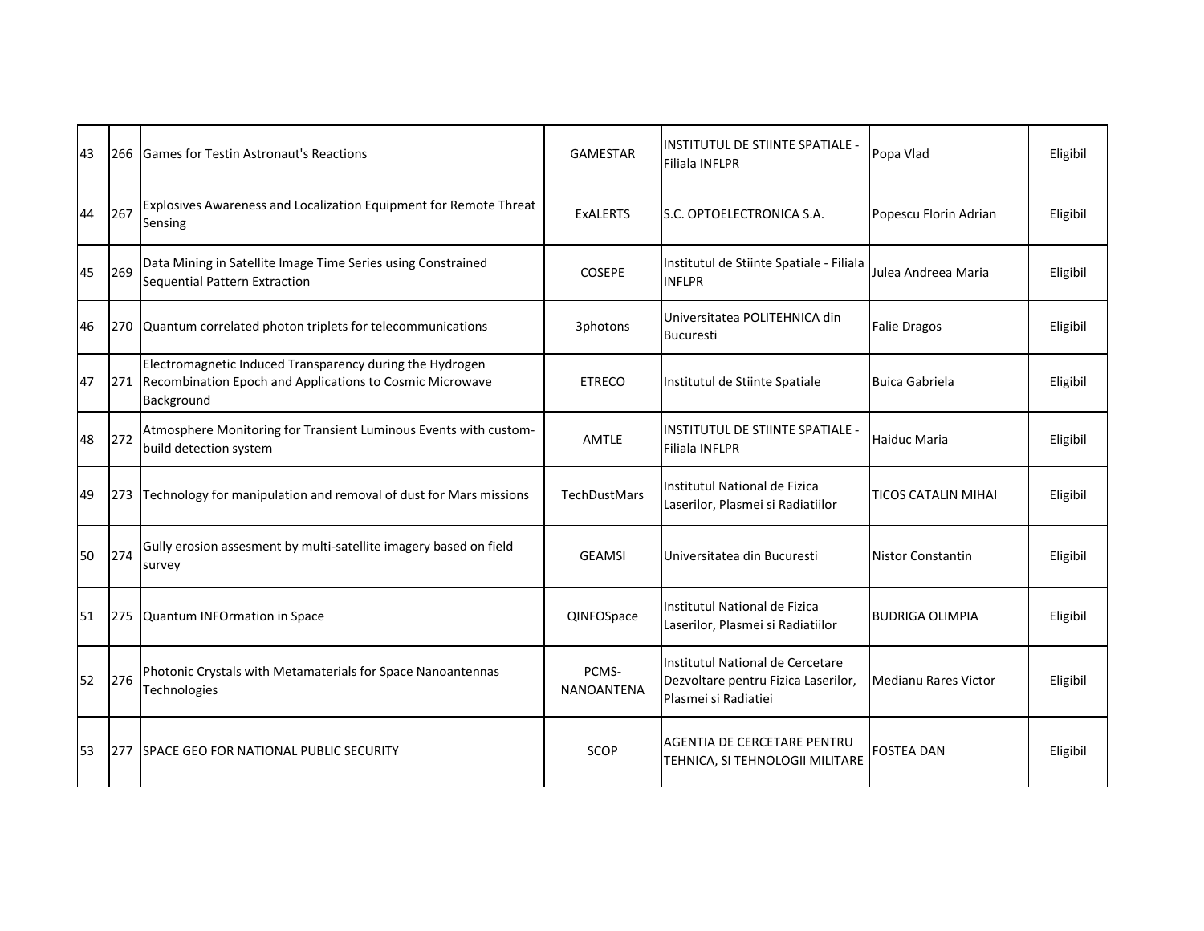| 43 | 266 | Games for Testin Astronaut's Reactions | GAMESTAR | INSTITUTUL DE STIINTE SPATIALE - Filiala INFLPR | Popa Vlad | Eligibil |
|---|---|---|---|---|---|---|
| 44 | 267 | Explosives Awareness and Localization Equipment for Remote Threat Sensing | ExALERTS | S.C. OPTOELECTRONICA S.A. | Popescu Florin Adrian | Eligibil |
| 45 | 269 | Data Mining in Satellite Image Time Series using Constrained Sequential Pattern Extraction | COSEPE | Institutul de Stiinte Spatiale - Filiala INFLPR | Julea Andreea Maria | Eligibil |
| 46 | 270 | Quantum correlated photon triplets for telecommunications | 3photons | Universitatea POLITEHNICA din Bucuresti | Falie Dragos | Eligibil |
| 47 | 271 | Electromagnetic Induced Transparency during the Hydrogen Recombination Epoch and Applications to Cosmic Microwave Background | ETRECO | Institutul de Stiinte Spatiale | Buica Gabriela | Eligibil |
| 48 | 272 | Atmosphere Monitoring for Transient Luminous Events with custom-build detection system | AMTLE | INSTITUTUL DE STIINTE SPATIALE - Filiala INFLPR | Haiduc Maria | Eligibil |
| 49 | 273 | Technology for manipulation and removal of dust for Mars missions | TechDustMars | Institutul National de Fizica Laserilor, Plasmei si Radiatiilor | TICOS CATALIN MIHAI | Eligibil |
| 50 | 274 | Gully erosion assesment by multi-satellite imagery based on field survey | GEAMSI | Universitatea din Bucuresti | Nistor Constantin | Eligibil |
| 51 | 275 | Quantum INFOrmation in Space | QINFOSpace | Institutul National de Fizica Laserilor, Plasmei si Radiatiilor | BUDRIGA OLIMPIA | Eligibil |
| 52 | 276 | Photonic Crystals with Metamaterials for Space Nanoantennas Technologies | PCMS-NANOANTENA | Institutul National de Cercetare Dezvoltare pentru Fizica Laserilor, Plasmei si Radiatiei | Medianu Rares Victor | Eligibil |
| 53 | 277 | SPACE GEO FOR NATIONAL PUBLIC SECURITY | SCOP | AGENTIA DE CERCETARE PENTRU TEHNICA, SI TEHNOLOGII MILITARE | FOSTEA DAN | Eligibil |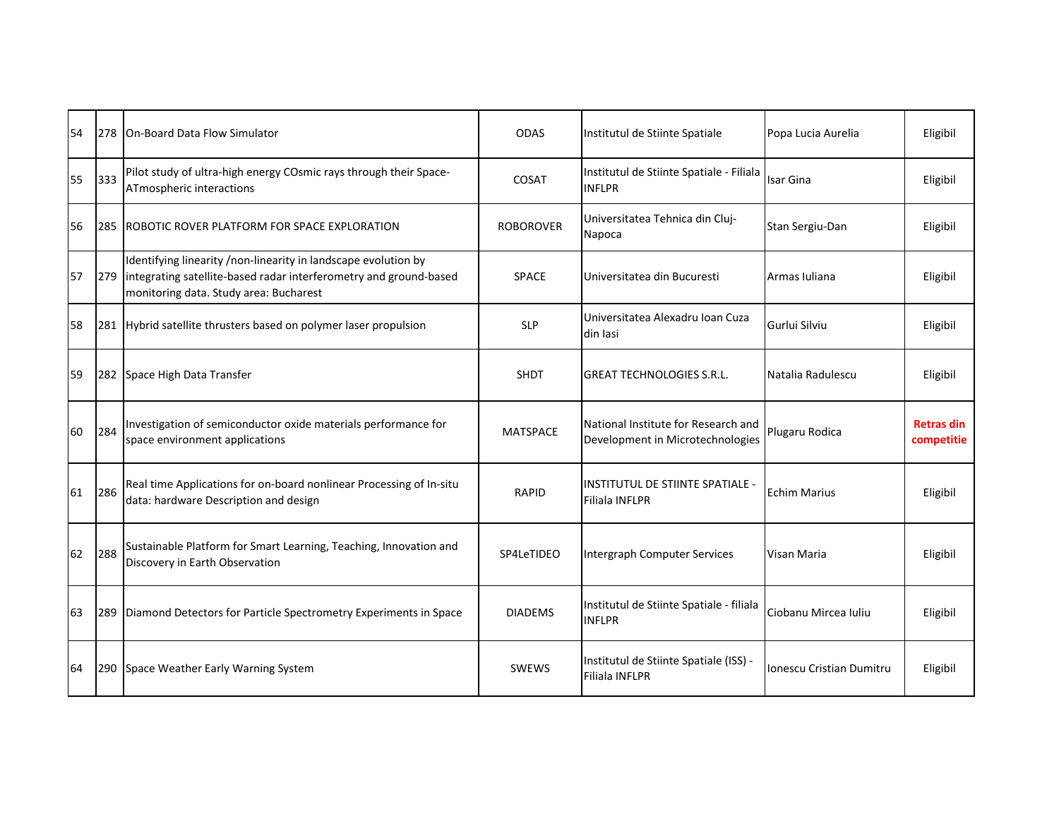| | | | | | | |
|---|---|---|---|---|---|---|
| 54 | 278 | On-Board Data Flow Simulator | ODAS | Institutul de Stiinte Spatiale | Popa Lucia Aurelia | Eligibil |
| 55 | 333 | Pilot study of ultra-high energy COsmic rays through their Space-ATmospheric interactions | COSAT | Institutul de Stiinte Spatiale - Filiala INFLPR | Isar Gina | Eligibil |
| 56 | 285 | ROBOTIC ROVER PLATFORM FOR SPACE EXPLORATION | ROBOROVER | Universitatea Tehnica din Cluj-Napoca | Stan Sergiu-Dan | Eligibil |
| 57 | 279 | Identifying linearity /non-linearity in landscape evolution by integrating satellite-based radar interferometry and ground-based monitoring data. Study area: Bucharest | SPACE | Universitatea din Bucuresti | Armas Iuliana | Eligibil |
| 58 | 281 | Hybrid satellite thrusters based on polymer laser propulsion | SLP | Universitatea Alexadru Ioan Cuza din Iasi | Gurlui Silviu | Eligibil |
| 59 | 282 | Space High Data Transfer | SHDT | GREAT TECHNOLOGIES S.R.L. | Natalia Radulescu | Eligibil |
| 60 | 284 | Investigation of semiconductor oxide materials performance for space environment applications | MATSPACE | National Institute for Research and Development in Microtechnologies | Plugaru Rodica | **Retras din competitie** |
| 61 | 286 | Real time Applications for on-board nonlinear Processing of In-situ data: hardware Description and design | RAPID | INSTITUTUL DE STIINTE SPATIALE - Filiala INFLPR | Echim Marius | Eligibil |
| 62 | 288 | Sustainable Platform for Smart Learning, Teaching, Innovation and Discovery in Earth Observation | SP4LeTIDEO | Intergraph Computer Services | Visan Maria | Eligibil |
| 63 | 289 | Diamond Detectors for Particle Spectrometry Experiments in Space | DIADEMS | Institutul de Stiinte Spatiale - filiala INFLPR | Ciobanu Mircea Iuliu | Eligibil |
| 64 | 290 | Space Weather Early Warning System | SWEWS | Institutul de Stiinte Spatiale (ISS) - Filiala INFLPR | Ionescu Cristian Dumitru | Eligibil |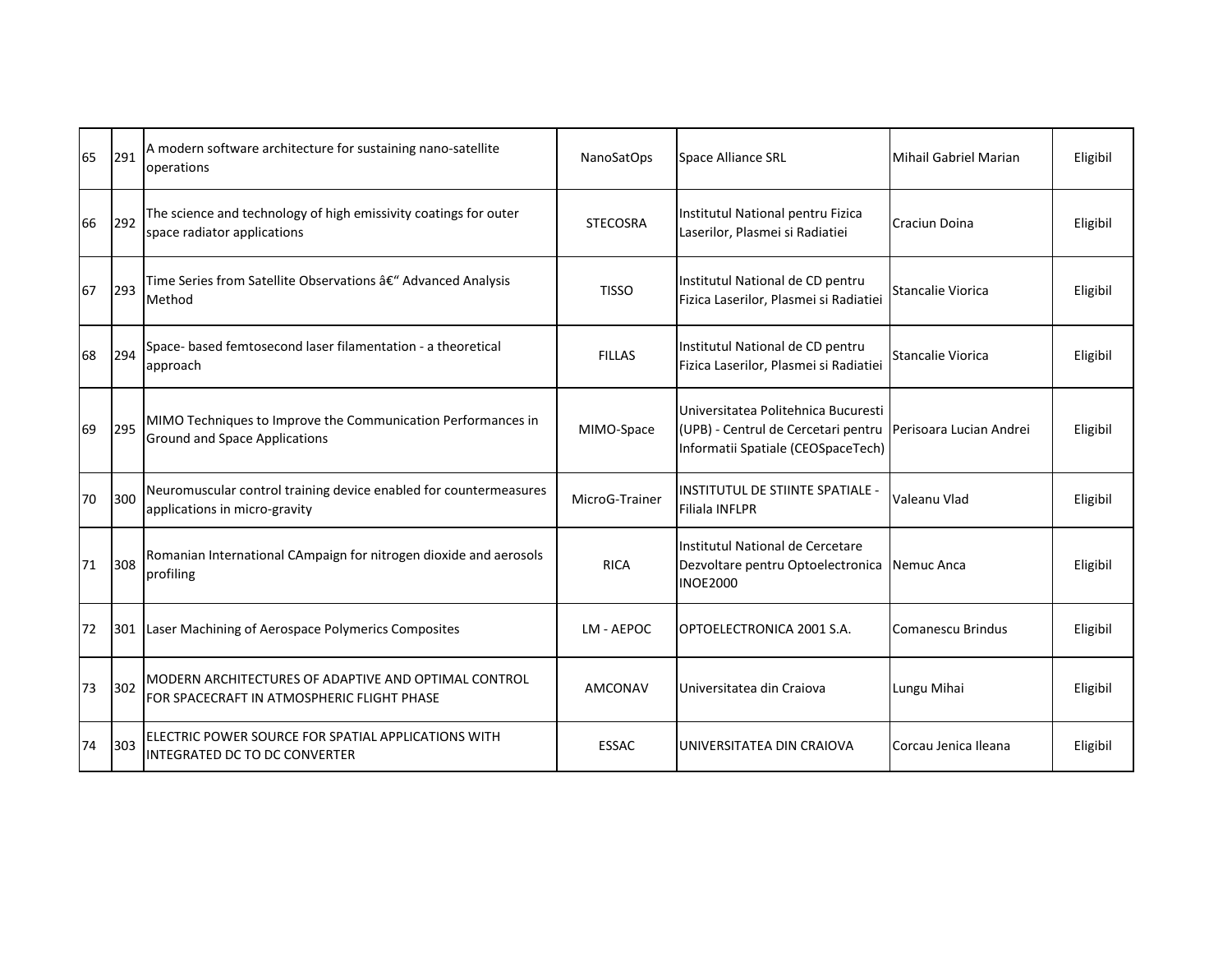| 65 | 291 | A modern software architecture for sustaining nano-satellite operations | NanoSatOps | Space Alliance SRL | Mihail Gabriel Marian | Eligibil |
|---|---|---|---|---|---|---|
| 66 | 292 | The science and technology of high emissivity coatings for outer space radiator applications | STECOSRA | Institutul National pentru Fizica Laserilor, Plasmei si Radiatiei | Craciun Doina | Eligibil |
| 67 | 293 | Time Series from Satellite Observations â€“ Advanced Analysis Method | TISSO | Institutul National de CD pentru Fizica Laserilor, Plasmei si Radiatiei | Stancalie Viorica | Eligibil |
| 68 | 294 | Space- based femtosecond laser filamentation - a theoretical approach | FILLAS | Institutul National de CD pentru Fizica Laserilor, Plasmei si Radiatiei | Stancalie Viorica | Eligibil |
| 69 | 295 | MIMO Techniques to Improve the Communication Performances in Ground and Space Applications | MIMO-Space | Universitatea Politehnica Bucuresti (UPB) - Centrul de Cercetari pentru Informatii Spatiale (CEOSpaceTech) | Perisoara Lucian Andrei | Eligibil |
| 70 | 300 | Neuromuscular control training device enabled for countermeasures applications in micro-gravity | MicroG-Trainer | INSTITUTUL DE STIINTE SPATIALE - Filiala INFLPR | Valeanu Vlad | Eligibil |
| 71 | 308 | Romanian International CAmpaign for nitrogen dioxide and aerosols profiling | RICA | Institutul National de Cercetare Dezvoltare pentru Optoelectronica INOE2000 | Nemuc Anca | Eligibil |
| 72 | 301 | Laser Machining of Aerospace Polymerics Composites | LM - AEPOC | OPTOELECTRONICA 2001 S.A. | Comanescu Brindus | Eligibil |
| 73 | 302 | MODERN ARCHITECTURES OF ADAPTIVE AND OPTIMAL CONTROL FOR SPACECRAFT IN ATMOSPHERIC FLIGHT PHASE | AMCONAV | Universitatea din Craiova | Lungu Mihai | Eligibil |
| 74 | 303 | ELECTRIC POWER SOURCE FOR SPATIAL APPLICATIONS WITH INTEGRATED DC TO DC CONVERTER | ESSAC | UNIVERSITATEA DIN CRAIOVA | Corcau Jenica Ileana | Eligibil |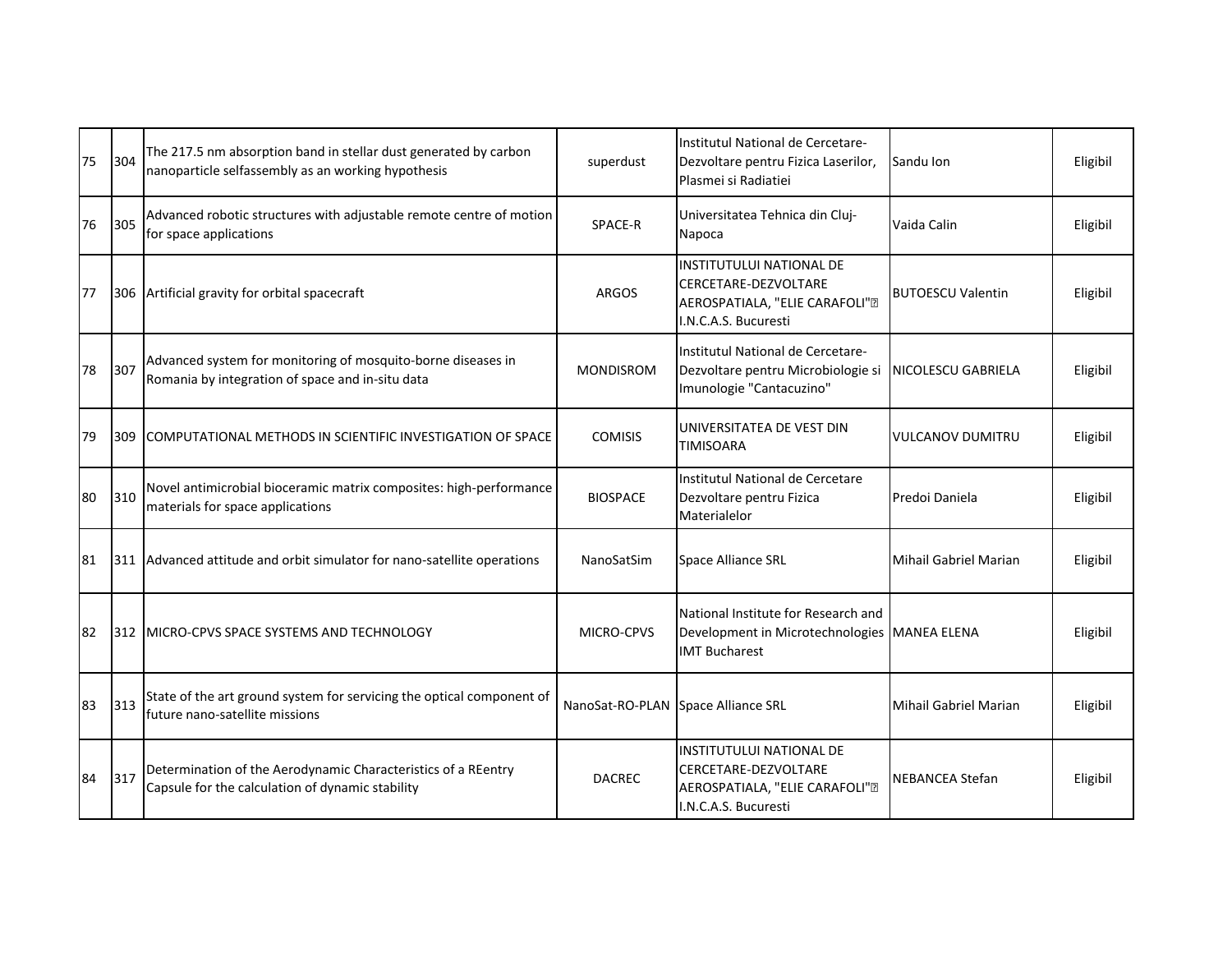| 75 | 304 | The 217.5 nm absorption band in stellar dust generated by carbon nanoparticle selfassembly as an working hypothesis | superdust | Institutul National de Cercetare-Dezvoltare pentru Fizica Laserilor, Plasmei si Radiatiei | Sandu Ion | Eligibil |
|---|---|---|---|---|---|---|
| 76 | 305 | Advanced robotic structures with adjustable remote centre of motion for space applications | SPACE-R | Universitatea Tehnica din Cluj-Napoca | Vaida Calin | Eligibil |
| 77 | 306 | Artificial gravity for orbital spacecraft | ARGOS | INSTITUTULUI NATIONAL DE CERCETARE-DEZVOLTARE AEROSPATIALA, "ELIE CARAFOLI" I.N.C.A.S. Bucuresti | BUTOESCU Valentin | Eligibil |
| 78 | 307 | Advanced system for monitoring of mosquito-borne diseases in Romania by integration of space and in-situ data | MONDISROM | Institutul National de Cercetare-Dezvoltare pentru Microbiologie si Imunologie "Cantacuzino" | NICOLESCU GABRIELA | Eligibil |
| 79 | 309 | COMPUTATIONAL METHODS IN SCIENTIFIC INVESTIGATION OF SPACE | COMISIS | UNIVERSITATEA DE VEST DIN TIMISOARA | VULCANOV DUMITRU | Eligibil |
| 80 | 310 | Novel antimicrobial bioceramic matrix composites: high-performance materials for space applications | BIOSPACE | Institutul National de Cercetare Dezvoltare pentru Fizica Materialelor | Predoi Daniela | Eligibil |
| 81 | 311 | Advanced attitude and orbit simulator for nano-satellite operations | NanoSatSim | Space Alliance SRL | Mihail Gabriel Marian | Eligibil |
| 82 | 312 | MICRO-CPVS SPACE SYSTEMS AND TECHNOLOGY | MICRO-CPVS | National Institute for Research and Development in Microtechnologies IMT Bucharest | MANEA ELENA | Eligibil |
| 83 | 313 | State of the art ground system for servicing the optical component of future nano-satellite missions | NanoSat-RO-PLAN | Space Alliance SRL | Mihail Gabriel Marian | Eligibil |
| 84 | 317 | Determination of the Aerodynamic Characteristics of a REentry Capsule for the calculation of dynamic stability | DACREC | INSTITUTULUI NATIONAL DE CERCETARE-DEZVOLTARE AEROSPATIALA, "ELIE CARAFOLI" I.N.C.A.S. Bucuresti | NEBANCEA Stefan | Eligibil |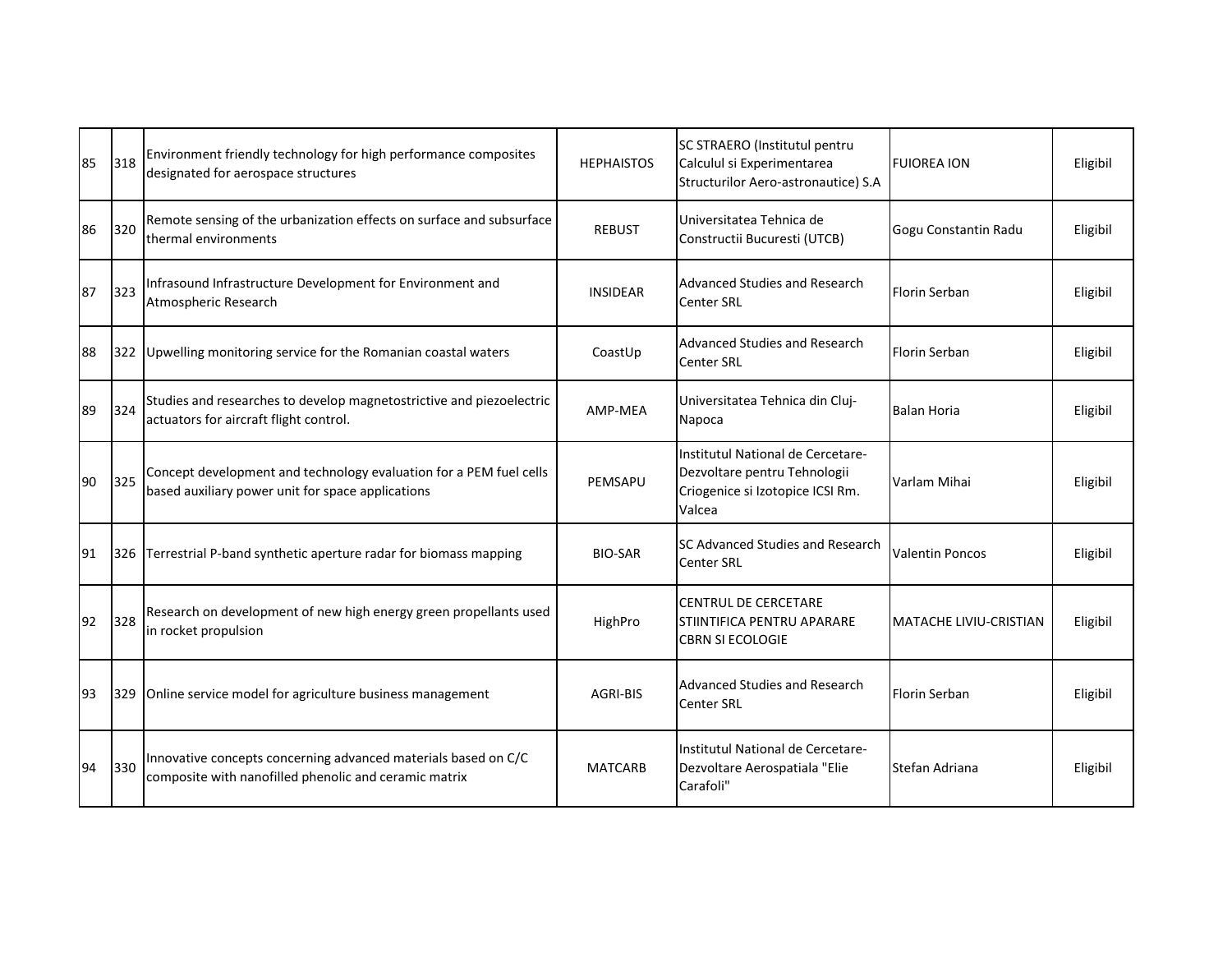| 85 | 318 | Environment friendly technology for high performance composites designated for aerospace structures | HEPHAISTOS | SC STRAERO (Institutul pentru Calculul si Experimentarea Structurilor Aero-astronautice) S.A | FUIOREA ION | Eligibil |
|---|---|---|---|---|---|---|
| 86 | 320 | Remote sensing of the urbanization effects on surface and subsurface thermal environments | REBUST | Universitatea Tehnica de Constructii Bucuresti (UTCB) | Gogu Constantin Radu | Eligibil |
| 87 | 323 | Infrasound Infrastructure Development for Environment and Atmospheric Research | INSIDEAR | Advanced Studies and Research Center SRL | Florin Serban | Eligibil |
| 88 | 322 | Upwelling monitoring service for the Romanian coastal waters | CoastUp | Advanced Studies and Research Center SRL | Florin Serban | Eligibil |
| 89 | 324 | Studies and researches to develop magnetostrictive and piezoelectric actuators for aircraft flight control. | AMP-MEA | Universitatea Tehnica din Cluj-Napoca | Balan Horia | Eligibil |
| 90 | 325 | Concept development and technology evaluation for a PEM fuel cells based auxiliary power unit for space applications | PEMSAPU | Institutul National de Cercetare-Dezvoltare pentru Tehnologii Criogenice si Izotopice ICSI Rm. Valcea | Varlam Mihai | Eligibil |
| 91 | 326 | Terrestrial P-band synthetic aperture radar for biomass mapping | BIO-SAR | SC Advanced Studies and Research Center SRL | Valentin Poncos | Eligibil |
| 92 | 328 | Research on development of new high energy green propellants used in rocket propulsion | HighPro | CENTRUL DE CERCETARE STIINTIFICA PENTRU APARARE CBRN SI ECOLOGIE | MATACHE LIVIU-CRISTIAN | Eligibil |
| 93 | 329 | Online service model for agriculture business management | AGRI-BIS | Advanced Studies and Research Center SRL | Florin Serban | Eligibil |
| 94 | 330 | Innovative concepts concerning advanced materials based on C/C composite with nanofilled phenolic and ceramic matrix | MATCARB | Institutul National de Cercetare-Dezvoltare Aerospatiala "Elie Carafoli" | Stefan Adriana | Eligibil |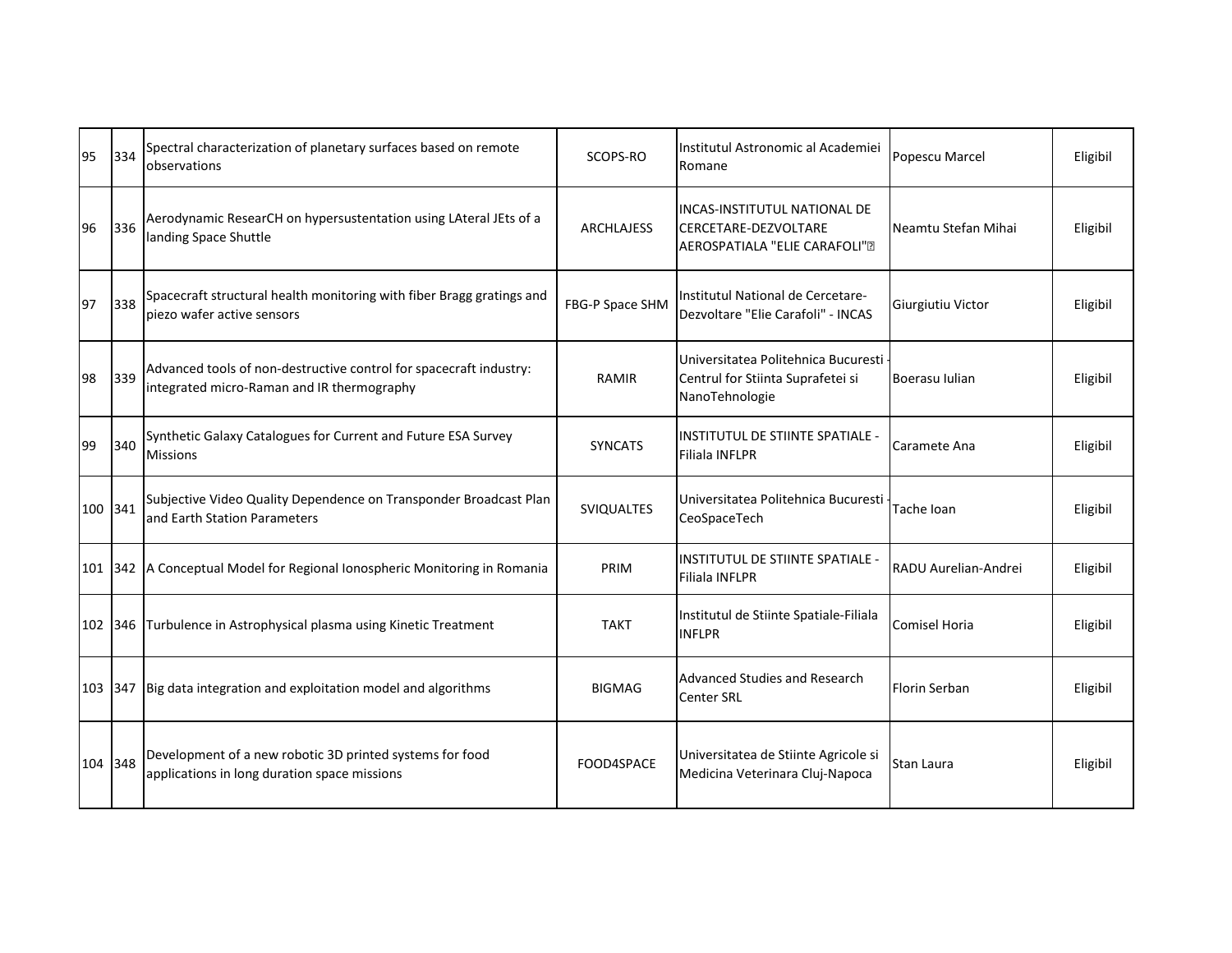| 95 | 334 | Spectral characterization of planetary surfaces based on remote observations | SCOPS-RO | Institutul Astronomic al Academiei Romane | Popescu Marcel | Eligibil |
|---|---|---|---|---|---|---|
| 96 | 336 | Aerodynamic ResearCH on hypersustentation using LAteral JEts of a landing Space Shuttle | ARCHLAJESS | INCAS-INSTITUTUL NATIONAL DE CERCETARE-DEZVOLTARE AEROSPATIALA "ELIE CARAFOLI" | Neamtu Stefan Mihai | Eligibil |
| 97 | 338 | Spacecraft structural health monitoring with fiber Bragg gratings and piezo wafer active sensors | FBG-P Space SHM | Institutul National de Cercetare-Dezvoltare "Elie Carafoli" - INCAS | Giurgiutiu Victor | Eligibil |
| 98 | 339 | Advanced tools of non-destructive control for spacecraft industry: integrated micro-Raman and IR thermography | RAMIR | Universitatea Politehnica Bucuresti - Centrul for Stiinta Suprafetei si NanoTehnologie | Boerasu Iulian | Eligibil |
| 99 | 340 | Synthetic Galaxy Catalogues for Current and Future ESA Survey Missions | SYNCATS | INSTITUTUL DE STIINTE SPATIALE - Filiala INFLPR | Caramete Ana | Eligibil |
| 100 | 341 | Subjective Video Quality Dependence on Transponder Broadcast Plan and Earth Station Parameters | SVIQUALTES | Universitatea Politehnica Bucuresti - CeoSpaceTech | Tache Ioan | Eligibil |
| 101 | 342 | A Conceptual Model for Regional Ionospheric Monitoring in Romania | PRIM | INSTITUTUL DE STIINTE SPATIALE - Filiala INFLPR | RADU Aurelian-Andrei | Eligibil |
| 102 | 346 | Turbulence in Astrophysical plasma using Kinetic Treatment | TAKT | Institutul de Stiinte Spatiale-Filiala INFLPR | Comisel Horia | Eligibil |
| 103 | 347 | Big data integration and exploitation model and algorithms | BIGMAG | Advanced Studies and Research Center SRL | Florin Serban | Eligibil |
| 104 | 348 | Development of a new robotic 3D printed systems for food applications in long duration space missions | FOOD4SPACE | Universitatea de Stiinte Agricole si Medicina Veterinara Cluj-Napoca | Stan Laura | Eligibil |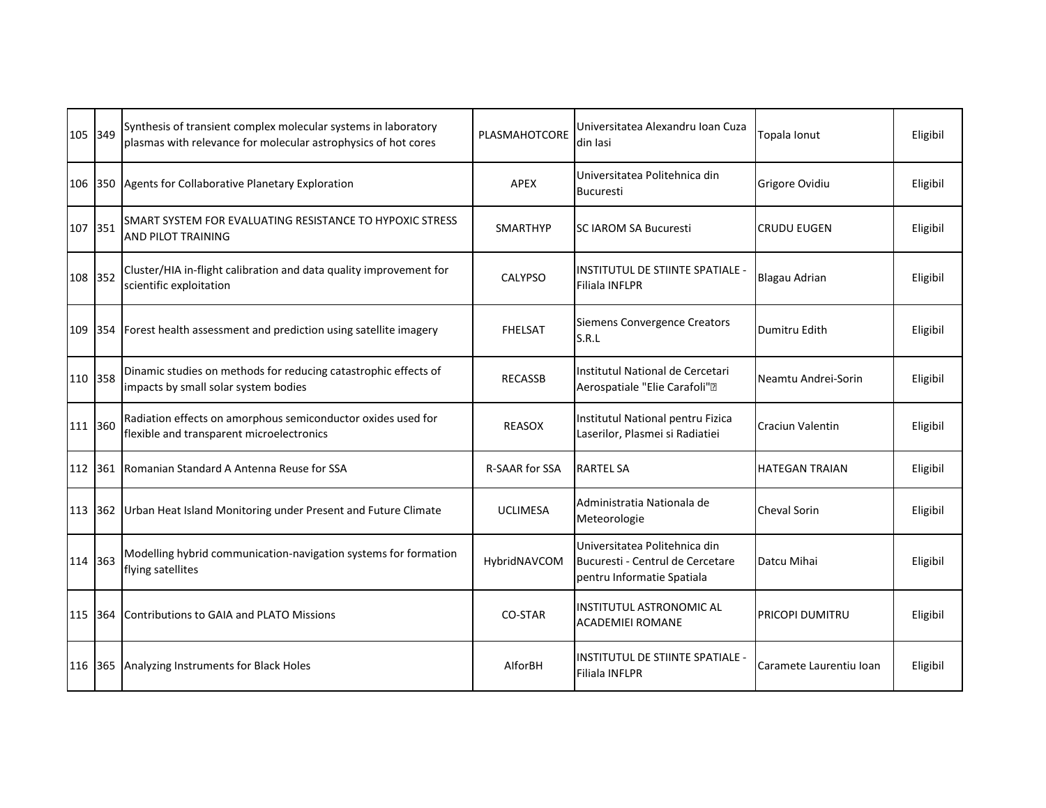| | | | | | | |
|---|---|---|---|---|---|---|
| 105 | 349 | Synthesis of transient complex molecular systems in laboratory plasmas with relevance for molecular astrophysics of hot cores | PLASMAHOTCORE | Universitatea Alexandru Ioan Cuza din Iasi | Topala Ionut | Eligibil |
| 106 | 350 | Agents for Collaborative Planetary Exploration | APEX | Universitatea Politehnica din Bucuresti | Grigore Ovidiu | Eligibil |
| 107 | 351 | SMART SYSTEM FOR EVALUATING RESISTANCE TO HYPOXIC STRESS AND PILOT TRAINING | SMARTHYP | SC IAROM SA Bucuresti | CRUDU EUGEN | Eligibil |
| 108 | 352 | Cluster/HIA in-flight calibration and data quality improvement for scientific exploitation | CALYPSO | INSTITUTUL DE STIINTE SPATIALE - Filiala INFLPR | Blagau Adrian | Eligibil |
| 109 | 354 | Forest health assessment and prediction using satellite imagery | FHELSAT | Siemens Convergence Creators S.R.L | Dumitru Edith | Eligibil |
| 110 | 358 | Dinamic studies on methods for reducing catastrophic effects of impacts by small solar system bodies | RECASSB | Institutul National de Cercetari Aerospatiale "Elie Carafoli"� | Neamtu Andrei-Sorin | Eligibil |
| 111 | 360 | Radiation effects on amorphous semiconductor oxides used for flexible and transparent microelectronics | REASOX | Institutul National pentru Fizica Laserilor, Plasmei si Radiatiei | Craciun Valentin | Eligibil |
| 112 | 361 | Romanian Standard A Antenna Reuse for SSA | R-SAAR for SSA | RARTEL SA | HATEGAN TRAIAN | Eligibil |
| 113 | 362 | Urban Heat Island Monitoring under Present and Future Climate | UCLIMESA | Administratia Nationala de Meteorologie | Cheval Sorin | Eligibil |
| 114 | 363 | Modelling hybrid communication-navigation systems for formation flying satellites | HybridNAVCOM | Universitatea Politehnica din Bucuresti - Centrul de Cercetare pentru Informatie Spatiala | Datcu Mihai | Eligibil |
| 115 | 364 | Contributions to GAIA and PLATO Missions | CO-STAR | INSTITUTUL ASTRONOMIC AL ACADEMIEI ROMANE | PRICOPI DUMITRU | Eligibil |
| 116 | 365 | Analyzing Instruments for Black Holes | AIforBH | INSTITUTUL DE STIINTE SPATIALE - Filiala INFLPR | Caramete Laurentiu Ioan | Eligibil |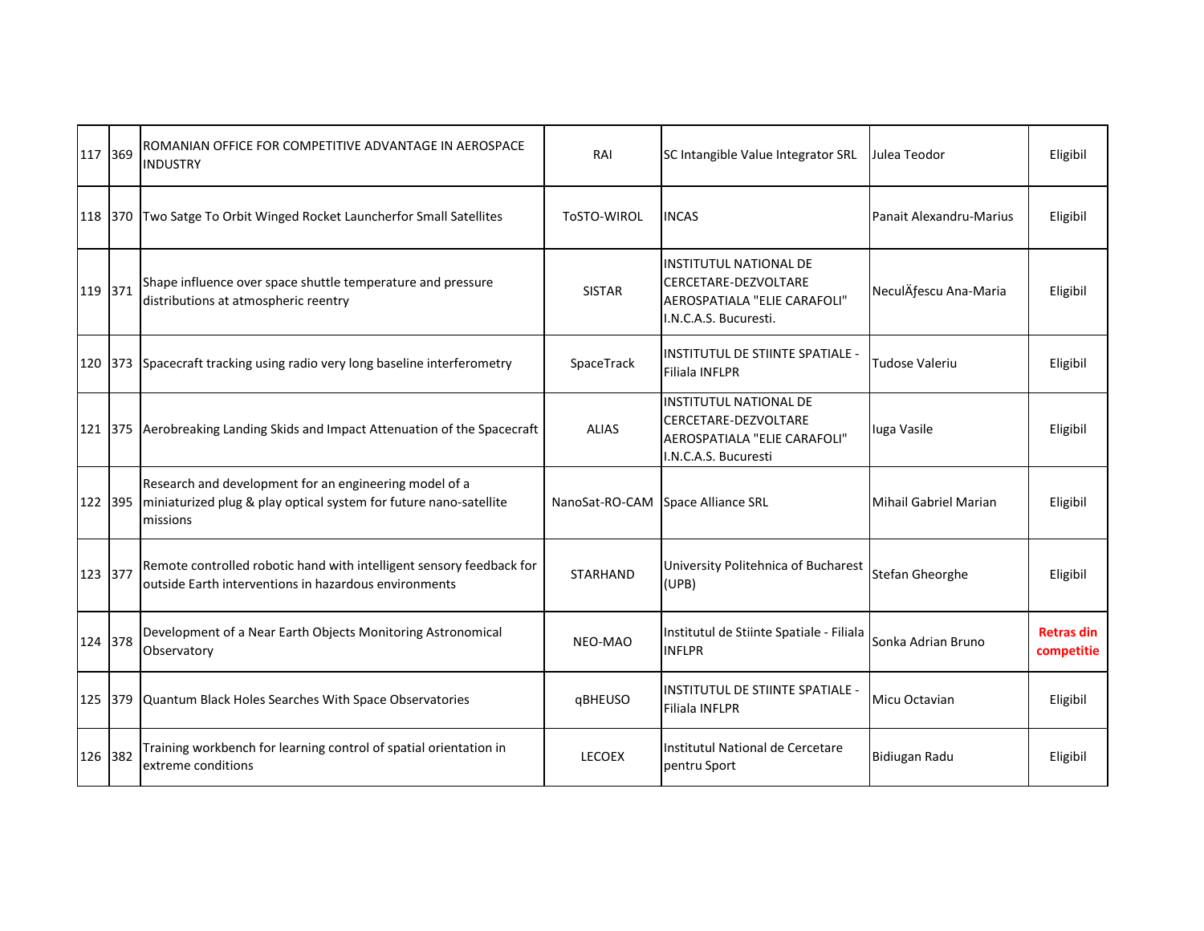| 117 | 369 | ROMANIAN OFFICE FOR COMPETITIVE ADVANTAGE IN AEROSPACE INDUSTRY | RAI | SC Intangible Value Integrator SRL | Julea Teodor | Eligibil |
|---|---|---|---|---|---|---|
| 118 | 370 | Two Satge To Orbit Winged Rocket Launcherfor Small Satellites | ToSTO-WIROL | INCAS | Panait Alexandru-Marius | Eligibil |
| 119 | 371 | Shape influence over space shuttle temperature and pressure distributions at atmospheric reentry | SISTAR | INSTITUTUL NATIONAL DE CERCETARE-DEZVOLTARE AEROSPATIALA "ELIE CARAFOLI" I.N.C.A.S. Bucuresti. | NeculÄƒescu Ana-Maria | Eligibil |
| 120 | 373 | Spacecraft tracking using radio very long baseline interferometry | SpaceTrack | INSTITUTUL DE STIINTE SPATIALE - Filiala INFLPR | Tudose Valeriu | Eligibil |
| 121 | 375 | Aerobreaking Landing Skids and Impact Attenuation of the Spacecraft | ALIAS | INSTITUTUL NATIONAL DE CERCETARE-DEZVOLTARE AEROSPATIALA "ELIE CARAFOLI" I.N.C.A.S. Bucuresti | Iuga Vasile | Eligibil |
| 122 | 395 | Research and development for an engineering model of a miniaturized plug & play optical system for future nano-satellite missions | NanoSat-RO-CAM | Space Alliance SRL | Mihail Gabriel Marian | Eligibil |
| 123 | 377 | Remote controlled robotic hand with intelligent sensory feedback for outside Earth interventions in hazardous environments | STARHAND | University Politehnica of Bucharest (UPB) | Stefan Gheorghe | Eligibil |
| 124 | 378 | Development of a Near Earth Objects Monitoring Astronomical Observatory | NEO-MAO | Institutul de Stiinte Spatiale - Filiala INFLPR | Sonka Adrian Bruno | **Retras din competitie** |
| 125 | 379 | Quantum Black Holes Searches With Space Observatories | qBHEUSO | INSTITUTUL DE STIINTE SPATIALE - Filiala INFLPR | Micu Octavian | Eligibil |
| 126 | 382 | Training workbench for learning control of spatial orientation in extreme conditions | LECOEX | Institutul National de Cercetare pentru Sport | Bidiugan Radu | Eligibil |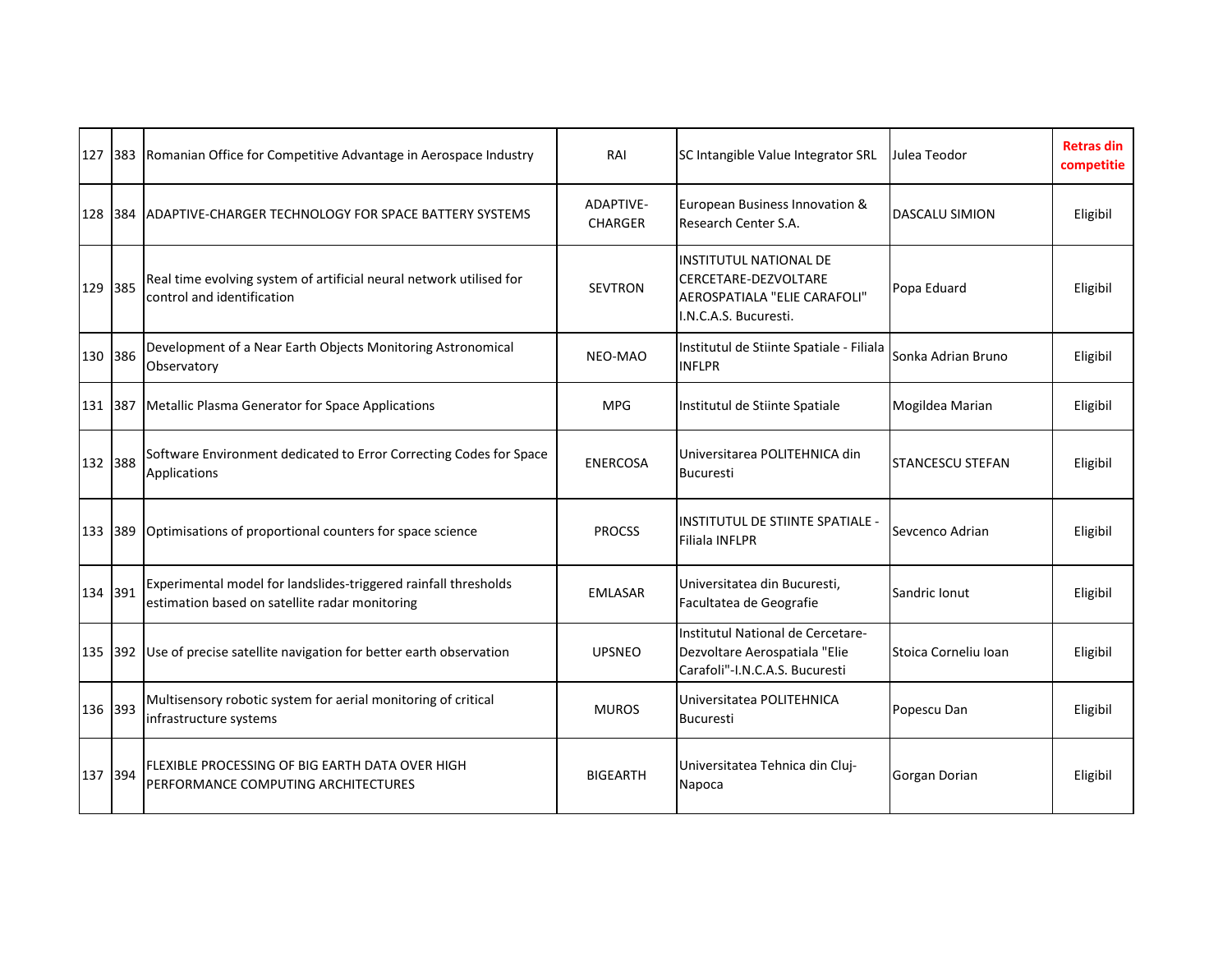| 127 | 383 | Romanian Office for Competitive Advantage in Aerospace Industry | RAI | SC Intangible Value Integrator SRL | Julea Teodor | **Retras din competitie** |
|---|---|---|---|---|---|---|
| 128 | 384 | ADAPTIVE-CHARGER TECHNOLOGY FOR SPACE BATTERY SYSTEMS | ADAPTIVE-CHARGER | European Business Innovation & Research Center S.A. | DASCALU SIMION | Eligibil |
| 129 | 385 | Real time evolving system of artificial neural network utilised for control and identification | SEVTRON | INSTITUTUL NATIONAL DE CERCETARE-DEZVOLTARE AEROSPATIALA "ELIE CARAFOLI" I.N.C.A.S. Bucuresti. | Popa Eduard | Eligibil |
| 130 | 386 | Development of a Near Earth Objects Monitoring Astronomical Observatory | NEO-MAO | Institutul de Stiinte Spatiale - Filiala INFLPR | Sonka Adrian Bruno | Eligibil |
| 131 | 387 | Metallic Plasma Generator for Space Applications | MPG | Institutul de Stiinte Spatiale | Mogildea Marian | Eligibil |
| 132 | 388 | Software Environment dedicated to Error Correcting Codes for Space Applications | ENERCOSA | Universitarea POLITEHNICA din Bucuresti | STANCESCU STEFAN | Eligibil |
| 133 | 389 | Optimisations of proportional counters for space science | PROCSS | INSTITUTUL DE STIINTE SPATIALE - Filiala INFLPR | Sevcenco Adrian | Eligibil |
| 134 | 391 | Experimental model for landslides-triggered rainfall thresholds estimation based on satellite radar monitoring | EMLASAR | Universitatea din Bucuresti, Facultatea de Geografie | Sandric Ionut | Eligibil |
| 135 | 392 | Use of precise satellite navigation for better earth observation | UPSNEO | Institutul National de Cercetare-Dezvoltare Aerospatiala "Elie Carafoli"-I.N.C.A.S. Bucuresti | Stoica Corneliu Ioan | Eligibil |
| 136 | 393 | Multisensory robotic system for aerial monitoring of critical infrastructure systems | MUROS | Universitatea POLITEHNICA Bucuresti | Popescu Dan | Eligibil |
| 137 | 394 | FLEXIBLE PROCESSING OF BIG EARTH DATA OVER HIGH PERFORMANCE COMPUTING ARCHITECTURES | BIGEARTH | Universitatea Tehnica din Cluj-Napoca | Gorgan Dorian | Eligibil |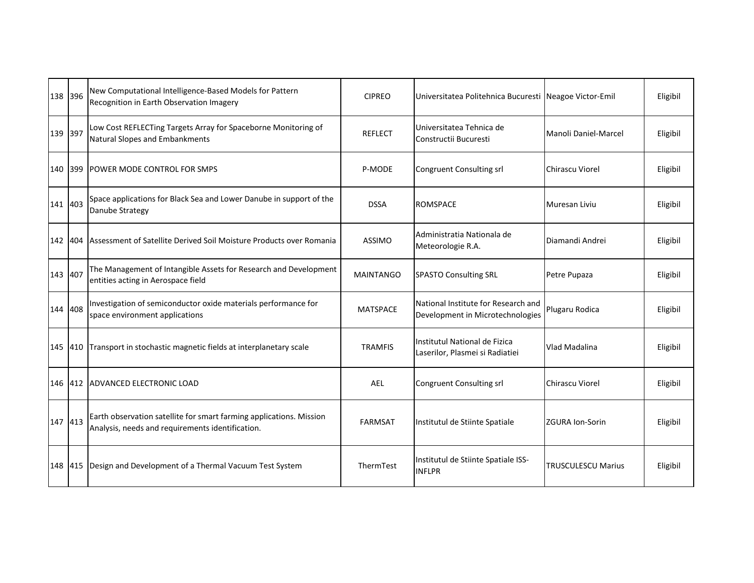| | | | | | | |
|---|---|---|---|---|---|---|
| 138 | 396 | New Computational Intelligence-Based Models for Pattern Recognition in Earth Observation Imagery | CIPREO | Universitatea Politehnica Bucuresti | Neagoe Victor-Emil | Eligibil |
| 139 | 397 | Low Cost REFLECTing Targets Array for Spaceborne Monitoring of Natural Slopes and Embankments | REFLECT | Universitatea Tehnica de Constructii Bucuresti | Manoli Daniel-Marcel | Eligibil |
| 140 | 399 | POWER MODE CONTROL FOR SMPS | P-MODE | Congruent Consulting srl | Chirascu Viorel | Eligibil |
| 141 | 403 | Space applications for Black Sea and Lower Danube in support of the Danube Strategy | DSSA | ROMSPACE | Muresan Liviu | Eligibil |
| 142 | 404 | Assessment of Satellite Derived Soil Moisture Products over Romania | ASSIMO | Administratia Nationala de Meteorologie R.A. | Diamandi Andrei | Eligibil |
| 143 | 407 | The Management of Intangible Assets for Research and Development entities acting in Aerospace field | MAINTANGO | SPASTO Consulting SRL | Petre Pupaza | Eligibil |
| 144 | 408 | Investigation of semiconductor oxide materials performance for space environment applications | MATSPACE | National Institute for Research and Development in Microtechnologies | Plugaru Rodica | Eligibil |
| 145 | 410 | Transport in stochastic magnetic fields at interplanetary scale | TRAMFIS | Institutul National de Fizica Laserilor, Plasmei si Radiatiei | Vlad Madalina | Eligibil |
| 146 | 412 | ADVANCED ELECTRONIC LOAD | AEL | Congruent Consulting srl | Chirascu Viorel | Eligibil |
| 147 | 413 | Earth observation satellite for smart farming applications. Mission Analysis, needs and requirements identification. | FARMSAT | Institutul de Stiinte Spatiale | ZGURA Ion-Sorin | Eligibil |
| 148 | 415 | Design and Development of a Thermal Vacuum Test System | ThermTest | Institutul de Stiinte Spatiale ISS-INFLPR | TRUSCULESCU Marius | Eligibil |